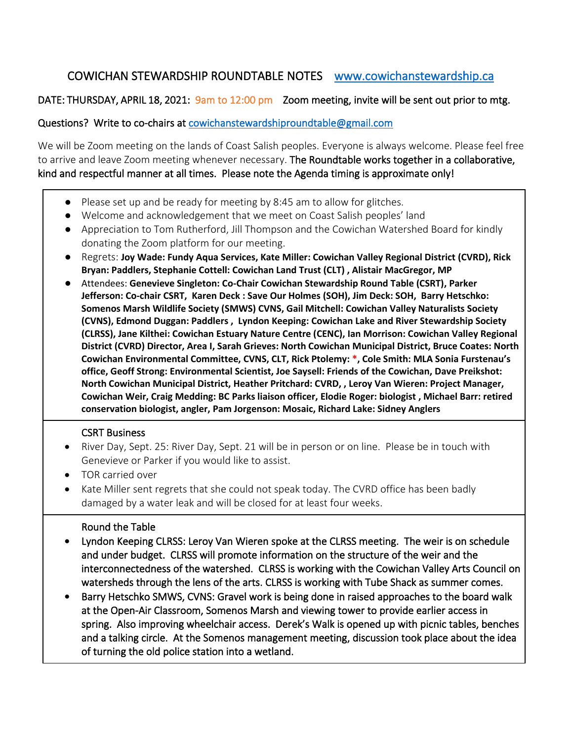# COWICHAN STEWARDSHIP ROUNDTABLE NOTES [www.cowichanstewardship.ca](http://www.cowichanstewardship.ca)

DATE: THURSDAY, APRIL 18, 2021: 9am to 12:00 pm Zoom meeting, invite will be sent out prior to mtg.

Questions? Write to co-chairs at cowichanstewardshiproundtable@gmail.com

We will be Zoom meeting on the lands of Coast Salish peoples. Everyone is always welcome. Please feel free to arrive and leave Zoom meeting whenever necessary. The Roundtable works together in a collaborative, kind and respectful manner at all times. Please note the Agenda timing is approximate only!

- Please set up and be ready for meeting by 8:45 am to allow for glitches.
- Welcome and acknowledgement that we meet on Coast Salish peoples' land
- Appreciation to Tom Rutherford, Jill Thompson and the Cowichan Watershed Board for kindly donating the Zoom platform for our meeting.
- Regrets: **Joy Wade: Fundy Aqua Services, Kate Miller: Cowichan Valley Regional District (CVRD), Rick Bryan: Paddlers, Stephanie Cottell: Cowichan Land Trust (CLT) , Alistair MacGregor, MP**
- Attendees: **Genevieve Singleton: Co-Chair Cowichan Stewardship Round Table (CSRT), Parker Jefferson: Co-chair CSRT, Karen Deck : Save Our Holmes (SOH), Jim Deck: SOH, Barry Hetschko: Somenos Marsh Wildlife Society (SMWS) CVNS, Gail Mitchell: Cowichan Valley Naturalists Society (CVNS), Edmond Duggan: Paddlers , Lyndon Keeping: Cowichan Lake and River Stewardship Society (CLRSS), Jane Kilthei: Cowichan Estuary Nature Centre (CENC), Ian Morrison: Cowichan Valley Regional District (CVRD) Director, Area I, Sarah Grieves: North Cowichan Municipal District, Bruce Coates: North Cowichan Environmental Committee, CVNS, CLT, Rick Ptolemy: \*, Cole Smith: MLA Sonia Furstenau's office, Geoff Strong: Environmental Scientist, Joe Saysell: Friends of the Cowichan, Dave Preikshot: North Cowichan Municipal District, Heather Pritchard: CVRD, , Leroy Van Wieren: Project Manager, Cowichan Weir, Craig Medding: BC Parks liaison officer, Elodie Roger: biologist , Michael Barr: retired conservation biologist, angler, Pam Jorgenson: Mosaic, Richard Lake: Sidney Anglers**

## CSRT Business

- River Day, Sept. 25: River Day, Sept. 21 will be in person or on line. Please be in touch with Genevieve or Parker if you would like to assist.
- TOR carried over
- Kate Miller sent regrets that she could not speak today. The CVRD office has been badly damaged by a water leak and will be closed for at least four weeks.

## Round the Table

- Lyndon Keeping CLRSS: Leroy Van Wieren spoke at the CLRSS meeting. The weir is on schedule and under budget. CLRSS will promote information on the structure of the weir and the interconnectedness of the watershed. CLRSS is working with the Cowichan Valley Arts Council on watersheds through the lens of the arts. CLRSS is working with Tube Shack as summer comes.
- Barry Hetschko SMWS, CVNS: Gravel work is being done in raised approaches to the board walk at the Open-Air Classroom, Somenos Marsh and viewing tower to provide earlier access in spring. Also improving wheelchair access. Derek's Walk is opened up with picnic tables, benches and a talking circle. At the Somenos management meeting, discussion took place about the idea of turning the old police station into a wetland.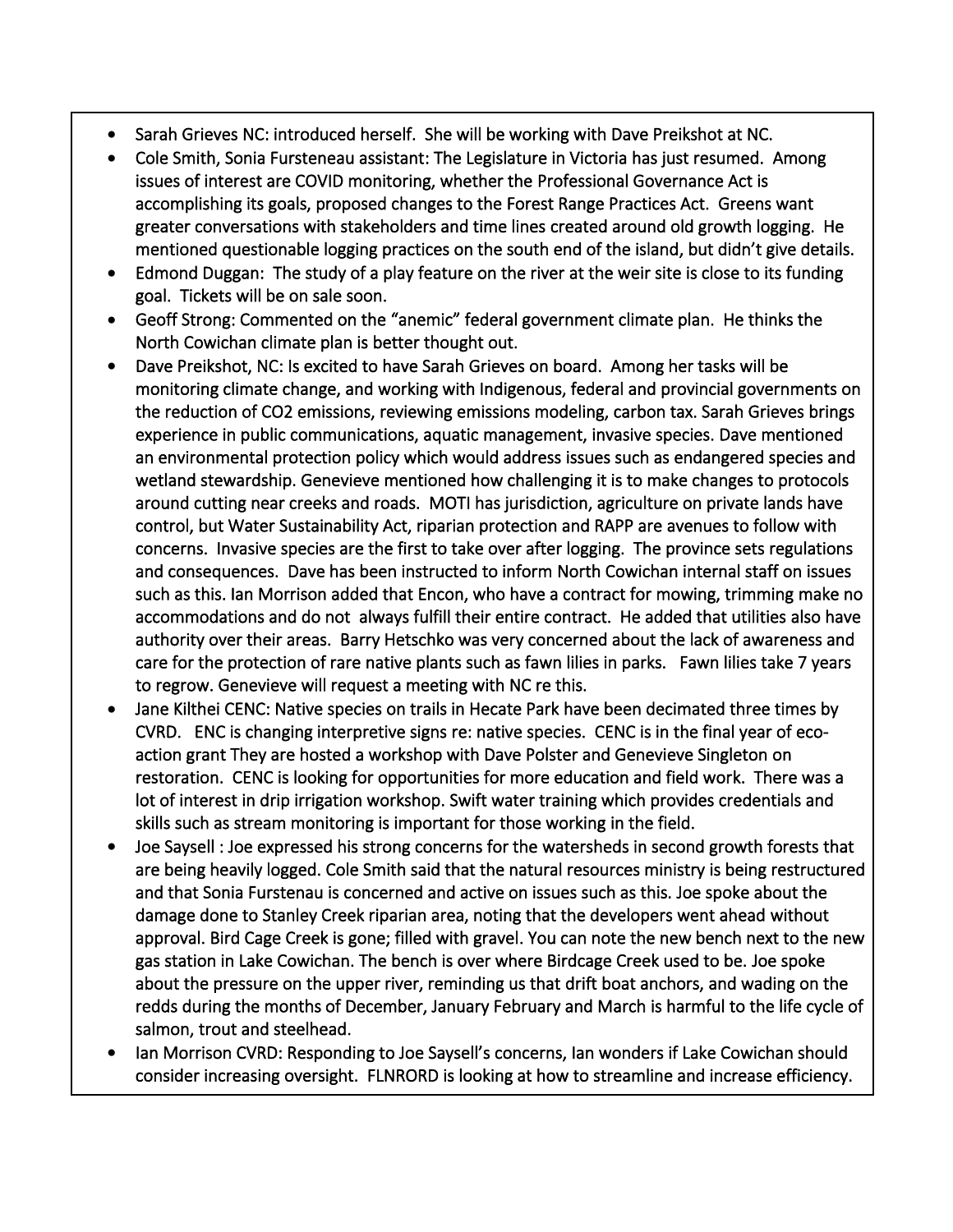- Sarah Grieves NC: introduced herself. She will be working with Dave Preikshot at NC.
- Cole Smith, Sonia Fursteneau assistant: The Legislature in Victoria has just resumed. Among issues of interest are COVID monitoring, whether the Professional Governance Act is accomplishing its goals, proposed changes to the Forest Range Practices Act. Greens want greater conversations with stakeholders and time lines created around old growth logging. He mentioned questionable logging practices on the south end of the island, but didn't give details.
- Edmond Duggan: The study of a play feature on the river at the weir site is close to its funding goal. Tickets will be on sale soon.
- Geoff Strong: Commented on the "anemic" federal government climate plan. He thinks the North Cowichan climate plan is better thought out.
- Dave Preikshot, NC: Is excited to have Sarah Grieves on board. Among her tasks will be monitoring climate change, and working with Indigenous, federal and provincial governments on the reduction of CO2 emissions, reviewing emissions modeling, carbon tax. Sarah Grieves brings experience in public communications, aquatic management, invasive species. Dave mentioned an environmental protection policy which would address issues such as endangered species and wetland stewardship. Genevieve mentioned how challenging it is to make changes to protocols around cutting near creeks and roads. MOTI has jurisdiction, agriculture on private lands have control, but Water Sustainability Act, riparian protection and RAPP are avenues to follow with concerns. Invasive species are the first to take over after logging. The province sets regulations and consequences. Dave has been instructed to inform North Cowichan internal staff on issues such as this. Ian Morrison added that Encon, who have a contract for mowing, trimming make no accommodations and do not always fulfill their entire contract. He added that utilities also have authority over their areas. Barry Hetschko was very concerned about the lack of awareness and care for the protection of rare native plants such as fawn lilies in parks. Fawn lilies take 7 years to regrow. Genevieve will request a meeting with NC re this.
- Jane Kilthei CENC: Native species on trails in Hecate Park have been decimated three times by CVRD. ENC is changing interpretive signs re: native species. CENC is in the final year of eco-action grant They are hosted a workshop with Dave Polster and Genevieve Singleton on restoration. CENC is looking for opportunities for more education and field work. There was a lot of interest in drip irrigation workshop. Swift water training which provides credentials and skills such as stream monitoring is important for those working in the field.
- Joe Saysell : Joe expressed his strong concerns for the watersheds in second growth forests that are being heavily logged. Cole Smith said that the natural resources ministry is being restructured and that Sonia Furstenau is concerned and active on issues such as this. Joe spoke about the damage done to Stanley Creek riparian area, noting that the developers went ahead without approval. Bird Cage Creek is gone; filled with gravel. You can note the new bench next to the new gas station in Lake Cowichan. The bench is over where Birdcage Creek used to be. Joe spoke about the pressure on the upper river, reminding us that drift boat anchors, and wading on the redds during the months of December, January February and March is harmful to the life cycle of salmon, trout and steelhead.
- Ian Morrison CVRD: Responding to Joe Saysell's concerns, Ian wonders if Lake Cowichan should consider increasing oversight. FLNRORD is looking at how to streamline and increase efficiency.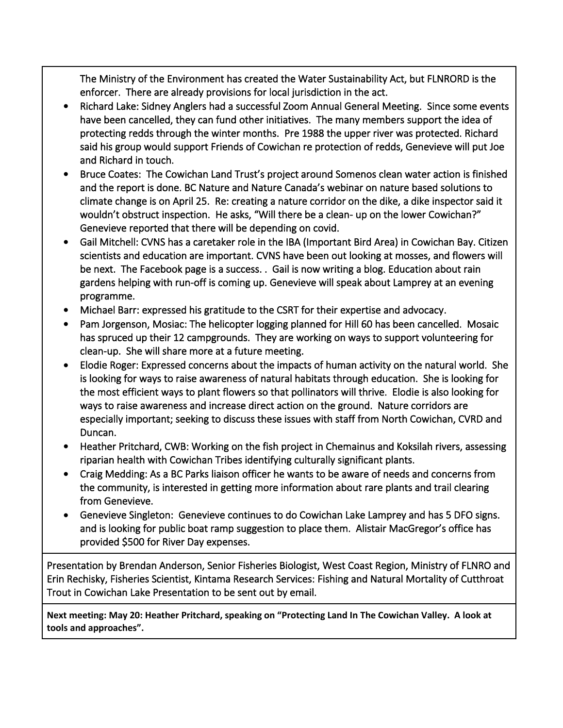The Ministry of the Environment has created the Water Sustainability Act, but FLNRORD is the enforcer. There are already provisions for local jurisdiction in the act.

- Richard Lake: Sidney Anglers had a successful Zoom Annual General Meeting. Since some events have been cancelled, they can fund other initiatives. The many members support the idea of protecting redds through the winter months. Pre 1988 the upper river was protected. Richard said his group would support Friends of Cowichan re protection of redds, Genevieve will put Joe and Richard in touch.
- Bruce Coates: The Cowichan Land Trust's project around Somenos clean water action is finished and the report is done. BC Nature and Nature Canada's webinar on nature based solutions to climate change is on April 25. Re: creating a nature corridor on the dike, a dike inspector said it wouldn't obstruct inspection. He asks, "Will there be a clean- up on the lower Cowichan?" Genevieve reported that there will be depending on covid.
- Gail Mitchell: CVNS has a caretaker role in the IBA (Important Bird Area) in Cowichan Bay. Citizen scientists and education are important. CVNS have been out looking at mosses, and flowers will be next. The Facebook page is a success. . Gail is now writing a blog. Education about rain gardens helping with run-off is coming up. Genevieve will speak about Lamprey at an evening programme.
- Michael Barr: expressed his gratitude to the CSRT for their expertise and advocacy.
- Pam Jorgenson, Mosiac: The helicopter logging planned for Hill 60 has been cancelled. Mosaic has spruced up their 12 campgrounds. They are working on ways to support volunteering for clean-up. She will share more at a future meeting.
- Elodie Roger: Expressed concerns about the impacts of human activity on the natural world. She is looking for ways to raise awareness of natural habitats through education. She is looking for the most efficient ways to plant flowers so that pollinators will thrive. Elodie is also looking for ways to raise awareness and increase direct action on the ground. Nature corridors are especially important; seeking to discuss these issues with staff from North Cowichan, CVRD and Duncan.
- Heather Pritchard, CWB: Working on the fish project in Chemainus and Koksilah rivers, assessing riparian health with Cowichan Tribes identifying culturally significant plants.
- Craig Medding: As a BC Parks liaison officer he wants to be aware of needs and concerns from the community, is interested in getting more information about rare plants and trail clearing from Genevieve.
- Genevieve Singleton: Genevieve continues to do Cowichan Lake Lamprey and has 5 DFO signs. and is looking for public boat ramp suggestion to place them. Alistair MacGregor's office has provided $500 for River Day expenses.

Presentation by Brendan Anderson, Senior Fisheries Biologist, West Coast Region, Ministry of FLNRO and Erin Rechisky, Fisheries Scientist, Kintama Research Services: Fishing and Natural Mortality of Cutthroat Trout in Cowichan Lake Presentation to be sent out by email.

**Next meeting: May 20: Heather Pritchard, speaking on "Protecting Land In The Cowichan Valley. A look at tools and approaches".**